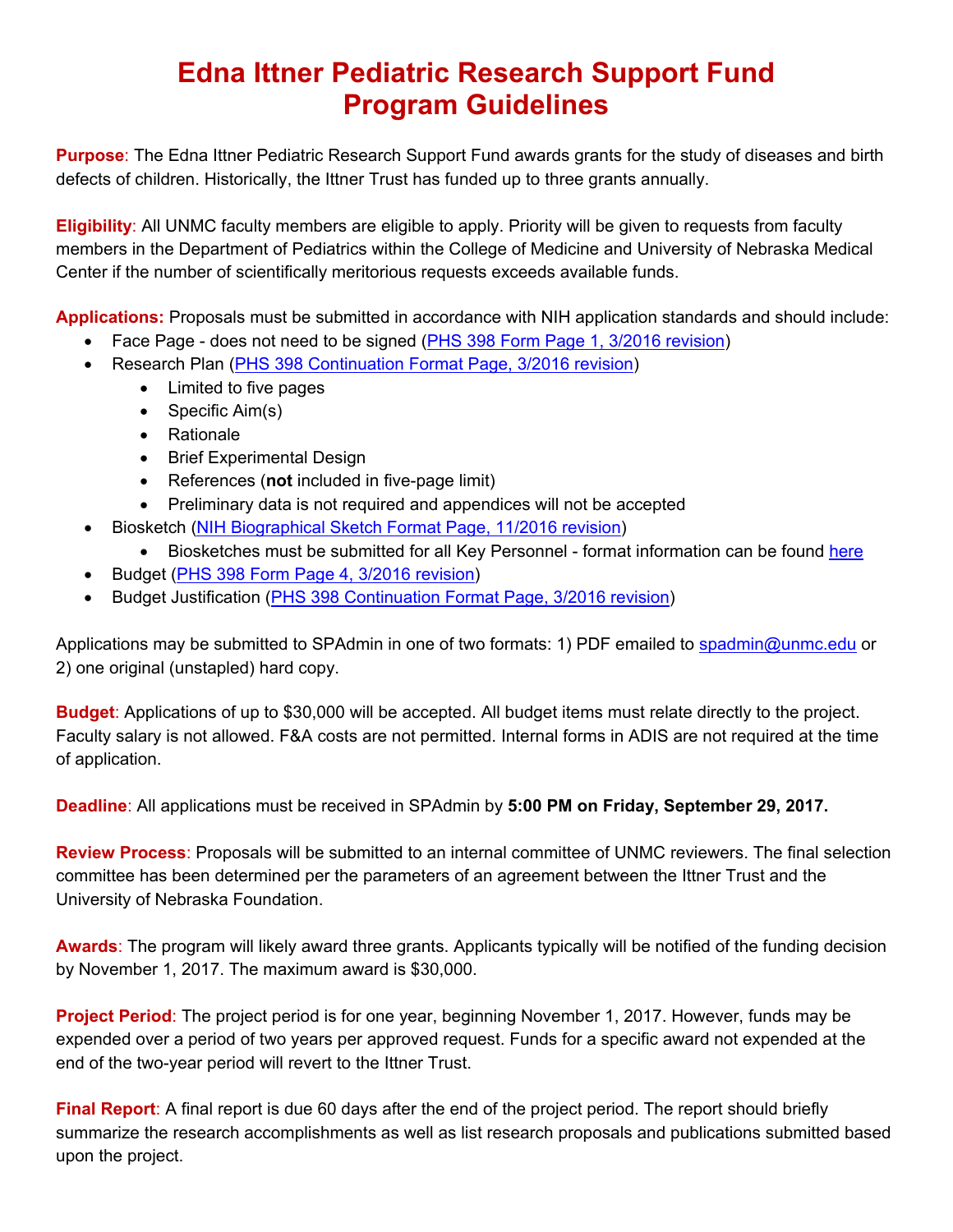# Edna Ittner Pediatric Research Support Fund Program Guidelines

**Purpose**: The Edna Ittner Pediatric Research Support Fund awards grants for the study of diseases and birth defects of children. Historically, the Ittner Trust has funded up to three grants annually.

**Eligibility**: All UNMC faculty members are eligible to apply. Priority will be given to requests from faculty members in the Department of Pediatrics within the College of Medicine and University of Nebraska Medical Center if the number of scientifically meritorious requests exceeds available funds.

**Applications:** Proposals must be submitted in accordance with NIH application standards and should include:

- Face Page - does not need to be signed (PHS 398 Form Page 1, 3/2016 revision)
- Research Plan (PHS 398 Continuation Format Page, 3/2016 revision)
  - Limited to five pages
  - Specific Aim(s)
  - Rationale
  - Brief Experimental Design
  - References (**not** included in five-page limit)
  - Preliminary data is not required and appendices will not be accepted
- Biosketch (NIH Biographical Sketch Format Page, 11/2016 revision)
  - Biosketches must be submitted for all Key Personnel - format information can be found here
- Budget (PHS 398 Form Page 4, 3/2016 revision)
- Budget Justification (PHS 398 Continuation Format Page, 3/2016 revision)

Applications may be submitted to SPAdmin in one of two formats: 1) PDF emailed to spadmin@unmc.edu or 2) one original (unstapled) hard copy.

**Budget**: Applications of up to $30,000 will be accepted. All budget items must relate directly to the project. Faculty salary is not allowed. F&A costs are not permitted. Internal forms in ADIS are not required at the time of application.

**Deadline**: All applications must be received in SPAdmin by **5:00 PM on Friday, September 29, 2017.**

**Review Process**: Proposals will be submitted to an internal committee of UNMC reviewers. The final selection committee has been determined per the parameters of an agreement between the Ittner Trust and the University of Nebraska Foundation.

**Awards**: The program will likely award three grants. Applicants typically will be notified of the funding decision by November 1, 2017. The maximum award is $30,000.

**Project Period**: The project period is for one year, beginning November 1, 2017. However, funds may be expended over a period of two years per approved request. Funds for a specific award not expended at the end of the two-year period will revert to the Ittner Trust.

**Final Report**: A final report is due 60 days after the end of the project period. The report should briefly summarize the research accomplishments as well as list research proposals and publications submitted based upon the project.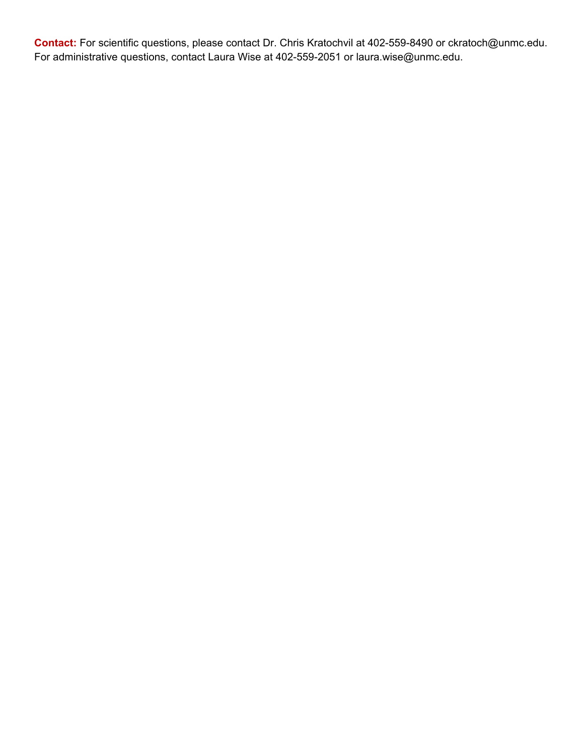**Contact:** For scientific questions, please contact Dr. Chris Kratochvil at 402-559-8490 or ckratoch@unmc.edu. For administrative questions, contact Laura Wise at 402-559-2051 or laura.wise@unmc.edu.